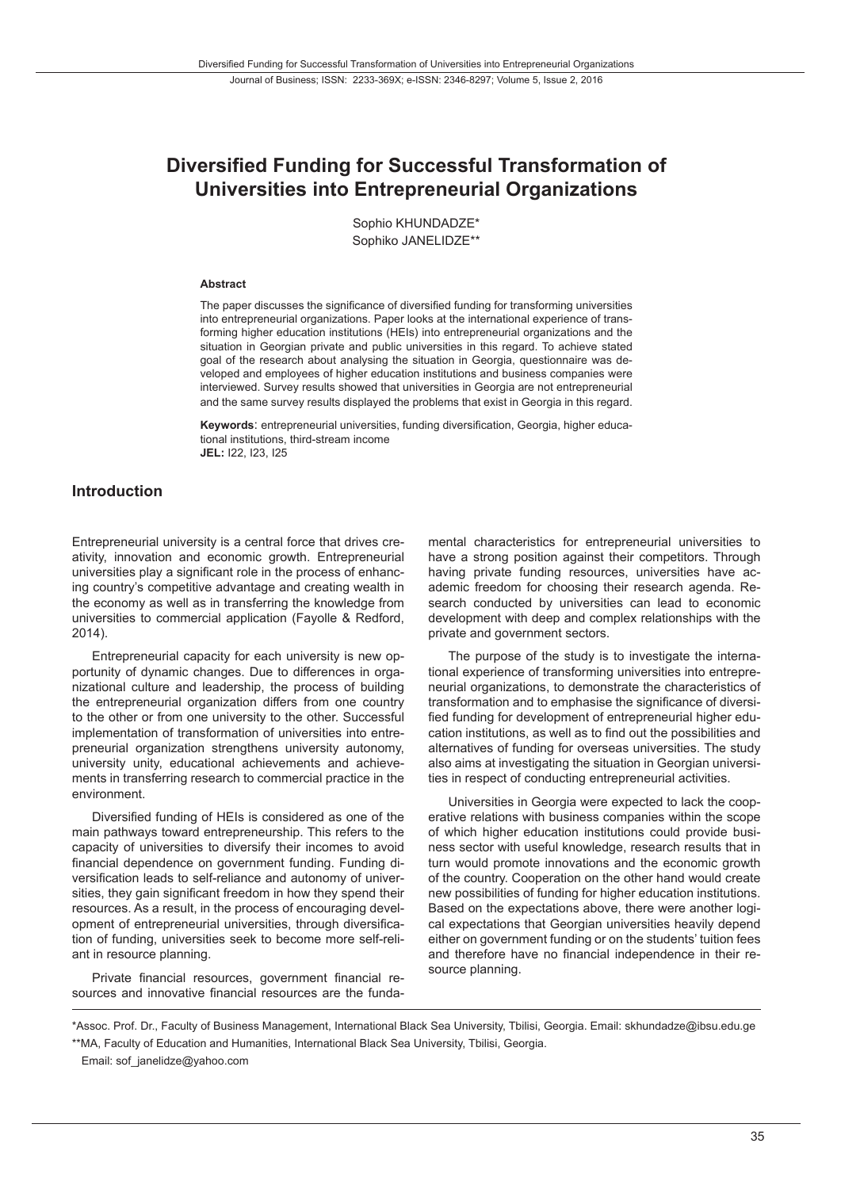# Diversified Funding for Successful Transformation of Universities into Entrepreneurial Organizations

Sophio KHUNDADZE*
Sophiko JANELIDZE**

**Abstract**

The paper discusses the significance of diversified funding for transforming universities into entrepreneurial organizations. Paper looks at the international experience of transforming higher education institutions (HEIs) into entrepreneurial organizations and the situation in Georgian private and public universities in this regard. To achieve stated goal of the research about analysing the situation in Georgia, questionnaire was developed and employees of higher education institutions and business companies were interviewed. Survey results showed that universities in Georgia are not entrepreneurial and the same survey results displayed the problems that exist in Georgia in this regard.

**Keywords**: entrepreneurial universities, funding diversification, Georgia, higher educational institutions, third-stream income
**JEL:** I22, I23, I25

## Introduction

Entrepreneurial university is a central force that drives creativity, innovation and economic growth. Entrepreneurial universities play a significant role in the process of enhancing country's competitive advantage and creating wealth in the economy as well as in transferring the knowledge from universities to commercial application (Fayolle & Redford, 2014).

Entrepreneurial capacity for each university is new opportunity of dynamic changes. Due to differences in organizational culture and leadership, the process of building the entrepreneurial organization differs from one country to the other or from one university to the other. Successful implementation of transformation of universities into entrepreneurial organization strengthens university autonomy, university unity, educational achievements and achievements in transferring research to commercial practice in the environment.

Diversified funding of HEIs is considered as one of the main pathways toward entrepreneurship. This refers to the capacity of universities to diversify their incomes to avoid financial dependence on government funding. Funding diversification leads to self-reliance and autonomy of universities, they gain significant freedom in how they spend their resources. As a result, in the process of encouraging development of entrepreneurial universities, through diversification of funding, universities seek to become more self-reliant in resource planning.

Private financial resources, government financial resources and innovative financial resources are the fundamental characteristics for entrepreneurial universities to have a strong position against their competitors. Through having private funding resources, universities have academic freedom for choosing their research agenda. Research conducted by universities can lead to economic development with deep and complex relationships with the private and government sectors.

The purpose of the study is to investigate the international experience of transforming universities into entrepreneurial organizations, to demonstrate the characteristics of transformation and to emphasise the significance of diversified funding for development of entrepreneurial higher education institutions, as well as to find out the possibilities and alternatives of funding for overseas universities. The study also aims at investigating the situation in Georgian universities in respect of conducting entrepreneurial activities.

Universities in Georgia were expected to lack the cooperative relations with business companies within the scope of which higher education institutions could provide business sector with useful knowledge, research results that in turn would promote innovations and the economic growth of the country. Cooperation on the other hand would create new possibilities of funding for higher education institutions. Based on the expectations above, there were another logical expectations that Georgian universities heavily depend either on government funding or on the students' tuition fees and therefore have no financial independence in their resource planning.

---

*Assoc. Prof. Dr., Faculty of Business Management, International Black Sea University, Tbilisi, Georgia. Email: skhundadze@ibsu.edu.ge

**MA, Faculty of Education and Humanities, International Black Sea University, Tbilisi, Georgia. Email: sof_janelidze@yahoo.com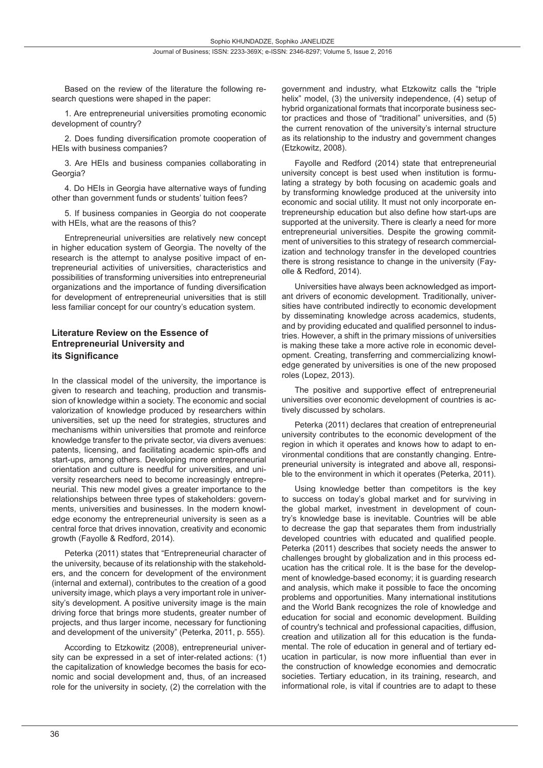Based on the review of the literature the following research questions were shaped in the paper:

1. Are entrepreneurial universities promoting economic development of country?

2. Does funding diversification promote cooperation of HEIs with business companies?

3. Are HEIs and business companies collaborating in Georgia?

4. Do HEIs in Georgia have alternative ways of funding other than government funds or students' tuition fees?

5. If business companies in Georgia do not cooperate with HEIs, what are the reasons of this?

Entrepreneurial universities are relatively new concept in higher education system of Georgia. The novelty of the research is the attempt to analyse positive impact of entrepreneurial activities of universities, characteristics and possibilities of transforming universities into entrepreneurial organizations and the importance of funding diversification for development of entrepreneurial universities that is still less familiar concept for our country's education system.

## Literature Review on the Essence of Entrepreneurial University and its Significance

In the classical model of the university, the importance is given to research and teaching, production and transmission of knowledge within a society. The economic and social valorization of knowledge produced by researchers within universities, set up the need for strategies, structures and mechanisms within universities that promote and reinforce knowledge transfer to the private sector, via divers avenues: patents, licensing, and facilitating academic spin-offs and start-ups, among others. Developing more entrepreneurial orientation and culture is needful for universities, and university researchers need to become increasingly entrepreneurial. This new model gives a greater importance to the relationships between three types of stakeholders: governments, universities and businesses. In the modern knowledge economy the entrepreneurial university is seen as a central force that drives innovation, creativity and economic growth (Fayolle & Redford, 2014).

Peterka (2011) states that "Entrepreneurial character of the university, because of its relationship with the stakeholders, and the concern for development of the environment (internal and external), contributes to the creation of a good university image, which plays a very important role in university's development. A positive university image is the main driving force that brings more students, greater number of projects, and thus larger income, necessary for functioning and development of the university" (Peterka, 2011, p. 555).

According to Etzkowitz (2008), entrepreneurial university can be expressed in a set of inter-related actions: (1) the capitalization of knowledge becomes the basis for economic and social development and, thus, of an increased role for the university in society, (2) the correlation with the government and industry, what Etzkowitz calls the "triple helix" model, (3) the university independence, (4) setup of hybrid organizational formats that incorporate business sector practices and those of "traditional" universities, and (5) the current renovation of the university's internal structure as its relationship to the industry and government changes (Etzkowitz, 2008).

Fayolle and Redford (2014) state that entrepreneurial university concept is best used when institution is formulating a strategy by both focusing on academic goals and by transforming knowledge produced at the university into economic and social utility. It must not only incorporate entrepreneurship education but also define how start-ups are supported at the university. There is clearly a need for more entrepreneurial universities. Despite the growing commitment of universities to this strategy of research commercialization and technology transfer in the developed countries there is strong resistance to change in the university (Fayolle & Redford, 2014).

Universities have always been acknowledged as important drivers of economic development. Traditionally, universities have contributed indirectly to economic development by disseminating knowledge across academics, students, and by providing educated and qualified personnel to industries. However, a shift in the primary missions of universities is making these take a more active role in economic development. Creating, transferring and commercializing knowledge generated by universities is one of the new proposed roles (Lopez, 2013).

The positive and supportive effect of entrepreneurial universities over economic development of countries is actively discussed by scholars.

Peterka (2011) declares that creation of entrepreneurial university contributes to the economic development of the region in which it operates and knows how to adapt to environmental conditions that are constantly changing. Entrepreneurial university is integrated and above all, responsible to the environment in which it operates (Peterka, 2011).

Using knowledge better than competitors is the key to success on today's global market and for surviving in the global market, investment in development of country's knowledge base is inevitable. Countries will be able to decrease the gap that separates them from industrially developed countries with educated and qualified people. Peterka (2011) describes that society needs the answer to challenges brought by globalization and in this process education has the critical role. It is the base for the development of knowledge-based economy; it is guarding research and analysis, which make it possible to face the oncoming problems and opportunities. Many international institutions and the World Bank recognizes the role of knowledge and education for social and economic development. Building of country's technical and professional capacities, diffusion, creation and utilization all for this education is the fundamental. The role of education in general and of tertiary education in particular, is now more influential than ever in the construction of knowledge economies and democratic societies. Tertiary education, in its training, research, and informational role, is vital if countries are to adapt to these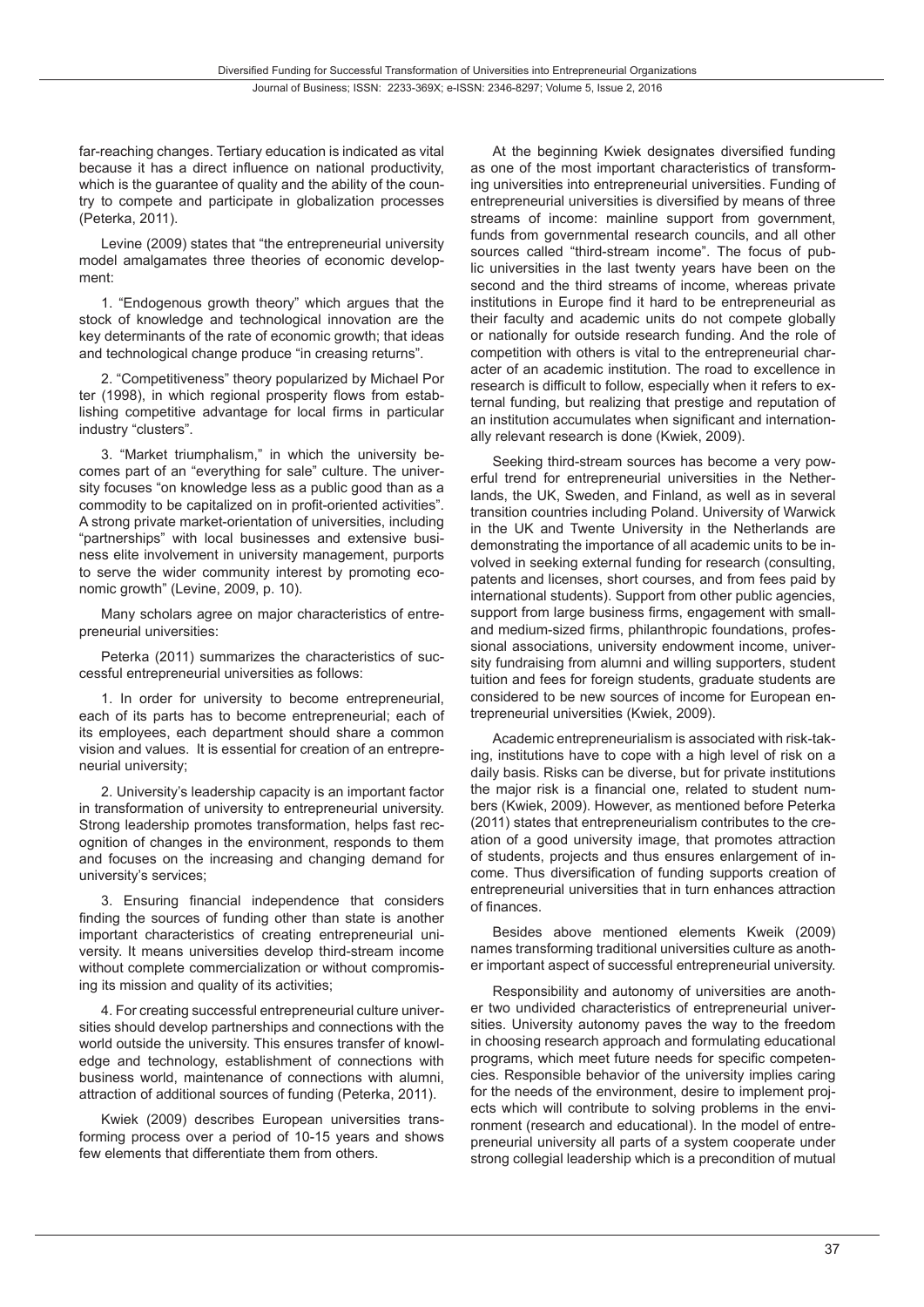far-reaching changes. Tertiary education is indicated as vital because it has a direct influence on national productivity, which is the guarantee of quality and the ability of the country to compete and participate in globalization processes (Peterka, 2011).

Levine (2009) states that "the entrepreneurial university model amalgamates three theories of economic development:

1. "Endogenous growth theory" which argues that the stock of knowledge and technological innovation are the key determinants of the rate of economic growth; that ideas and technological change produce "in creasing returns".

2. "Competitiveness" theory popularized by Michael Por ter (1998), in which regional prosperity flows from establishing competitive advantage for local firms in particular industry "clusters".

3. "Market triumphalism," in which the university becomes part of an "everything for sale" culture. The university focuses "on knowledge less as a public good than as a commodity to be capitalized on in profit-oriented activities". A strong private market-orientation of universities, including "partnerships" with local businesses and extensive business elite involvement in university management, purports to serve the wider community interest by promoting economic growth" (Levine, 2009, p. 10).

Many scholars agree on major characteristics of entrepreneurial universities:

Peterka (2011) summarizes the characteristics of successful entrepreneurial universities as follows:

1. In order for university to become entrepreneurial, each of its parts has to become entrepreneurial; each of its employees, each department should share a common vision and values. It is essential for creation of an entrepreneurial university;

2. University's leadership capacity is an important factor in transformation of university to entrepreneurial university. Strong leadership promotes transformation, helps fast recognition of changes in the environment, responds to them and focuses on the increasing and changing demand for university's services;

3. Ensuring financial independence that considers finding the sources of funding other than state is another important characteristics of creating entrepreneurial university. It means universities develop third-stream income without complete commercialization or without compromising its mission and quality of its activities;

4. For creating successful entrepreneurial culture universities should develop partnerships and connections with the world outside the university. This ensures transfer of knowledge and technology, establishment of connections with business world, maintenance of connections with alumni, attraction of additional sources of funding (Peterka, 2011).

Kwiek (2009) describes European universities transforming process over a period of 10-15 years and shows few elements that differentiate them from others.

At the beginning Kwiek designates diversified funding as one of the most important characteristics of transforming universities into entrepreneurial universities. Funding of entrepreneurial universities is diversified by means of three streams of income: mainline support from government, funds from governmental research councils, and all other sources called "third-stream income". The focus of public universities in the last twenty years have been on the second and the third streams of income, whereas private institutions in Europe find it hard to be entrepreneurial as their faculty and academic units do not compete globally or nationally for outside research funding. And the role of competition with others is vital to the entrepreneurial character of an academic institution. The road to excellence in research is difficult to follow, especially when it refers to external funding, but realizing that prestige and reputation of an institution accumulates when significant and internationally relevant research is done (Kwiek, 2009).

Seeking third-stream sources has become a very powerful trend for entrepreneurial universities in the Netherlands, the UK, Sweden, and Finland, as well as in several transition countries including Poland. University of Warwick in the UK and Twente University in the Netherlands are demonstrating the importance of all academic units to be involved in seeking external funding for research (consulting, patents and licenses, short courses, and from fees paid by international students). Support from other public agencies, support from large business firms, engagement with small- and medium-sized firms, philanthropic foundations, professional associations, university endowment income, university fundraising from alumni and willing supporters, student tuition and fees for foreign students, graduate students are considered to be new sources of income for European entrepreneurial universities (Kwiek, 2009).

Academic entrepreneurialism is associated with risk-taking, institutions have to cope with a high level of risk on a daily basis. Risks can be diverse, but for private institutions the major risk is a financial one, related to student numbers (Kwiek, 2009). However, as mentioned before Peterka (2011) states that entrepreneurialism contributes to the creation of a good university image, that promotes attraction of students, projects and thus ensures enlargement of income. Thus diversification of funding supports creation of entrepreneurial universities that in turn enhances attraction of finances.

Besides above mentioned elements Kweik (2009) names transforming traditional universities culture as another important aspect of successful entrepreneurial university.

Responsibility and autonomy of universities are another two undivided characteristics of entrepreneurial universities. University autonomy paves the way to the freedom in choosing research approach and formulating educational programs, which meet future needs for specific competencies. Responsible behavior of the university implies caring for the needs of the environment, desire to implement projects which will contribute to solving problems in the environment (research and educational). In the model of entrepreneurial university all parts of a system cooperate under strong collegial leadership which is a precondition of mutual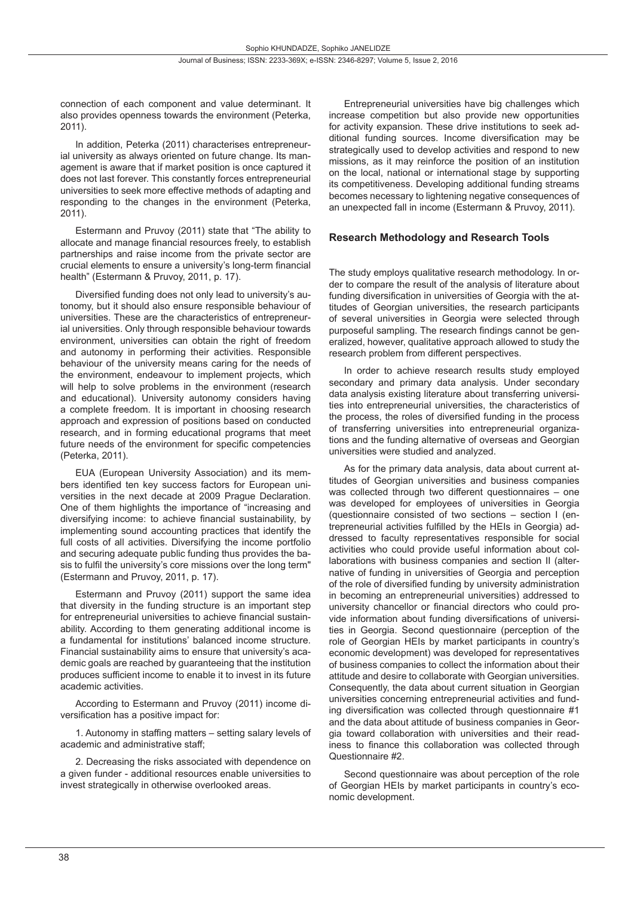connection of each component and value determinant. It also provides openness towards the environment (Peterka, 2011).

In addition, Peterka (2011) characterises entrepreneurial university as always oriented on future change. Its management is aware that if market position is once captured it does not last forever. This constantly forces entrepreneurial universities to seek more effective methods of adapting and responding to the changes in the environment (Peterka, 2011).

Estermann and Pruvoy (2011) state that "The ability to allocate and manage financial resources freely, to establish partnerships and raise income from the private sector are crucial elements to ensure a university's long-term financial health" (Estermann & Pruvoy, 2011, p. 17).

Diversified funding does not only lead to university's autonomy, but it should also ensure responsible behaviour of universities. These are the characteristics of entrepreneurial universities. Only through responsible behaviour towards environment, universities can obtain the right of freedom and autonomy in performing their activities. Responsible behaviour of the university means caring for the needs of the environment, endeavour to implement projects, which will help to solve problems in the environment (research and educational). University autonomy considers having a complete freedom. It is important in choosing research approach and expression of positions based on conducted research, and in forming educational programs that meet future needs of the environment for specific competencies (Peterka, 2011).

EUA (European University Association) and its members identified ten key success factors for European universities in the next decade at 2009 Prague Declaration. One of them highlights the importance of "increasing and diversifying income: to achieve financial sustainability, by implementing sound accounting practices that identify the full costs of all activities. Diversifying the income portfolio and securing adequate public funding thus provides the basis to fulfil the university's core missions over the long term" (Estermann and Pruvoy, 2011, p. 17).

Estermann and Pruvoy (2011) support the same idea that diversity in the funding structure is an important step for entrepreneurial universities to achieve financial sustainability. According to them generating additional income is a fundamental for institutions' balanced income structure. Financial sustainability aims to ensure that university's academic goals are reached by guaranteeing that the institution produces sufficient income to enable it to invest in its future academic activities.

According to Estermann and Pruvoy (2011) income diversification has a positive impact for:

1. Autonomy in staffing matters – setting salary levels of academic and administrative staff;

2. Decreasing the risks associated with dependence on a given funder - additional resources enable universities to invest strategically in otherwise overlooked areas.

Entrepreneurial universities have big challenges which increase competition but also provide new opportunities for activity expansion. These drive institutions to seek additional funding sources. Income diversification may be strategically used to develop activities and respond to new missions, as it may reinforce the position of an institution on the local, national or international stage by supporting its competitiveness. Developing additional funding streams becomes necessary to lightening negative consequences of an unexpected fall in income (Estermann & Pruvoy, 2011).

## Research Methodology and Research Tools

The study employs qualitative research methodology. In order to compare the result of the analysis of literature about funding diversification in universities of Georgia with the attitudes of Georgian universities, the research participants of several universities in Georgia were selected through purposeful sampling. The research findings cannot be generalized, however, qualitative approach allowed to study the research problem from different perspectives.

In order to achieve research results study employed secondary and primary data analysis. Under secondary data analysis existing literature about transferring universities into entrepreneurial universities, the characteristics of the process, the roles of diversified funding in the process of transferring universities into entrepreneurial organizations and the funding alternative of overseas and Georgian universities were studied and analyzed.

As for the primary data analysis, data about current attitudes of Georgian universities and business companies was collected through two different questionnaires – one was developed for employees of universities in Georgia (questionnaire consisted of two sections – section I (entrepreneurial activities fulfilled by the HEIs in Georgia) addressed to faculty representatives responsible for social activities who could provide useful information about collaborations with business companies and section II (alternative of funding in universities of Georgia and perception of the role of diversified funding by university administration in becoming an entrepreneurial universities) addressed to university chancellor or financial directors who could provide information about funding diversifications of universities in Georgia. Second questionnaire (perception of the role of Georgian HEIs by market participants in country's economic development) was developed for representatives of business companies to collect the information about their attitude and desire to collaborate with Georgian universities. Consequently, the data about current situation in Georgian universities concerning entrepreneurial activities and funding diversification was collected through questionnaire #1 and the data about attitude of business companies in Georgia toward collaboration with universities and their readiness to finance this collaboration was collected through Questionnaire #2.

Second questionnaire was about perception of the role of Georgian HEIs by market participants in country's economic development.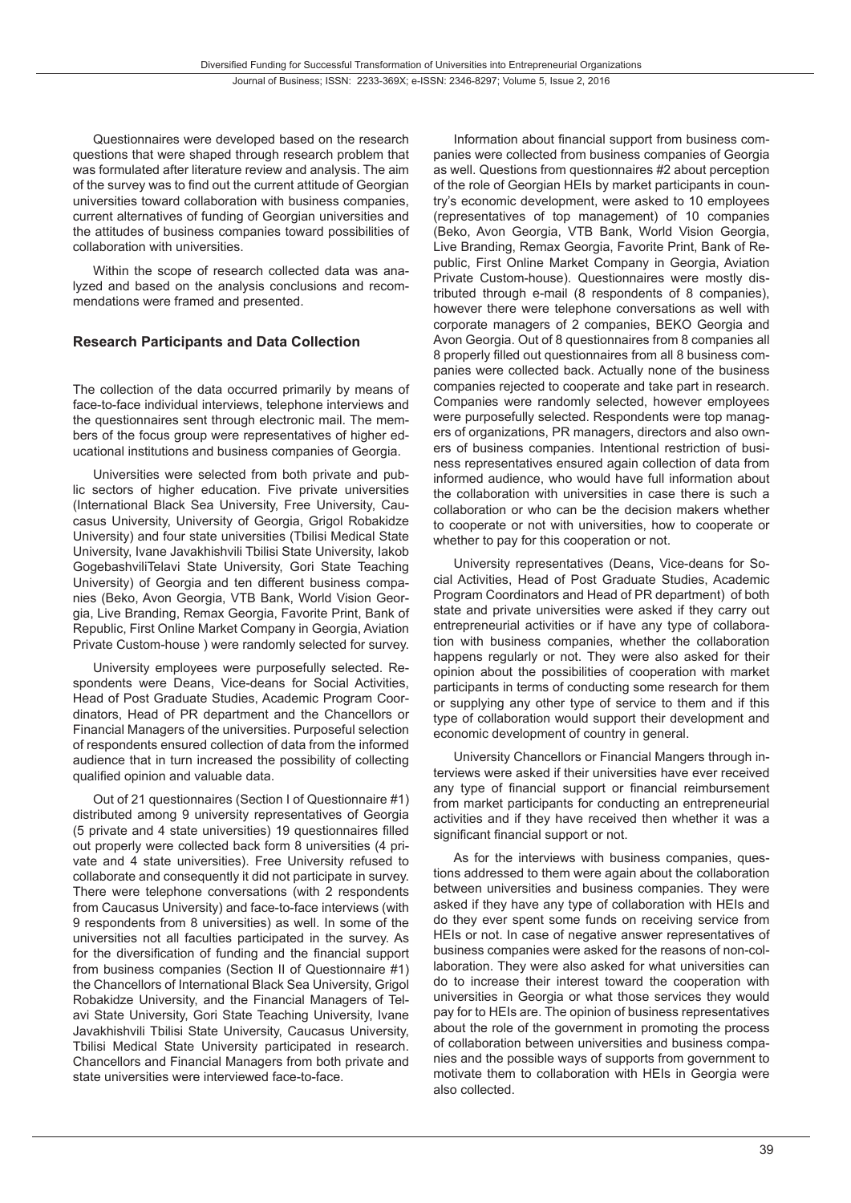Questionnaires were developed based on the research questions that were shaped through research problem that was formulated after literature review and analysis. The aim of the survey was to find out the current attitude of Georgian universities toward collaboration with business companies, current alternatives of funding of Georgian universities and the attitudes of business companies toward possibilities of collaboration with universities.

Within the scope of research collected data was analyzed and based on the analysis conclusions and recommendations were framed and presented.

### Research Participants and Data Collection

The collection of the data occurred primarily by means of face-to-face individual interviews, telephone interviews and the questionnaires sent through electronic mail. The members of the focus group were representatives of higher educational institutions and business companies of Georgia.

Universities were selected from both private and public sectors of higher education. Five private universities (International Black Sea University, Free University, Caucasus University, University of Georgia, Grigol Robakidze University) and four state universities (Tbilisi Medical State University, Ivane Javakhishvili Tbilisi State University, Iakob GogebashviliTelavi State University, Gori State Teaching University) of Georgia and ten different business companies (Beko, Avon Georgia, VTB Bank, World Vision Georgia, Live Branding, Remax Georgia, Favorite Print, Bank of Republic, First Online Market Company in Georgia, Aviation Private Custom-house ) were randomly selected for survey.

University employees were purposefully selected. Respondents were Deans, Vice-deans for Social Activities, Head of Post Graduate Studies, Academic Program Coordinators, Head of PR department and the Chancellors or Financial Managers of the universities. Purposeful selection of respondents ensured collection of data from the informed audience that in turn increased the possibility of collecting qualified opinion and valuable data.

Out of 21 questionnaires (Section I of Questionnaire #1) distributed among 9 university representatives of Georgia (5 private and 4 state universities) 19 questionnaires filled out properly were collected back form 8 universities (4 private and 4 state universities). Free University refused to collaborate and consequently it did not participate in survey. There were telephone conversations (with 2 respondents from Caucasus University) and face-to-face interviews (with 9 respondents from 8 universities) as well. In some of the universities not all faculties participated in the survey. As for the diversification of funding and the financial support from business companies (Section II of Questionnaire #1) the Chancellors of International Black Sea University, Grigol Robakidze University, and the Financial Managers of Telavi State University, Gori State Teaching University, Ivane Javakhishvili Tbilisi State University, Caucasus University, Tbilisi Medical State University participated in research. Chancellors and Financial Managers from both private and state universities were interviewed face-to-face.

Information about financial support from business companies were collected from business companies of Georgia as well. Questions from questionnaires #2 about perception of the role of Georgian HEIs by market participants in country's economic development, were asked to 10 employees (representatives of top management) of 10 companies (Beko, Avon Georgia, VTB Bank, World Vision Georgia, Live Branding, Remax Georgia, Favorite Print, Bank of Republic, First Online Market Company in Georgia, Aviation Private Custom-house). Questionnaires were mostly distributed through e-mail (8 respondents of 8 companies), however there were telephone conversations as well with corporate managers of 2 companies, BEKO Georgia and Avon Georgia. Out of 8 questionnaires from 8 companies all 8 properly filled out questionnaires from all 8 business companies were collected back. Actually none of the business companies rejected to cooperate and take part in research. Companies were randomly selected, however employees were purposefully selected. Respondents were top managers of organizations, PR managers, directors and also owners of business companies. Intentional restriction of business representatives ensured again collection of data from informed audience, who would have full information about the collaboration with universities in case there is such a collaboration or who can be the decision makers whether to cooperate or not with universities, how to cooperate or whether to pay for this cooperation or not.

University representatives (Deans, Vice-deans for Social Activities, Head of Post Graduate Studies, Academic Program Coordinators and Head of PR department) of both state and private universities were asked if they carry out entrepreneurial activities or if have any type of collaboration with business companies, whether the collaboration happens regularly or not. They were also asked for their opinion about the possibilities of cooperation with market participants in terms of conducting some research for them or supplying any other type of service to them and if this type of collaboration would support their development and economic development of country in general.

University Chancellors or Financial Mangers through interviews were asked if their universities have ever received any type of financial support or financial reimbursement from market participants for conducting an entrepreneurial activities and if they have received then whether it was a significant financial support or not.

As for the interviews with business companies, questions addressed to them were again about the collaboration between universities and business companies. They were asked if they have any type of collaboration with HEIs and do they ever spent some funds on receiving service from HEIs or not. In case of negative answer representatives of business companies were asked for the reasons of non-collaboration. They were also asked for what universities can do to increase their interest toward the cooperation with universities in Georgia or what those services they would pay for to HEIs are. The opinion of business representatives about the role of the government in promoting the process of collaboration between universities and business companies and the possible ways of supports from government to motivate them to collaboration with HEIs in Georgia were also collected.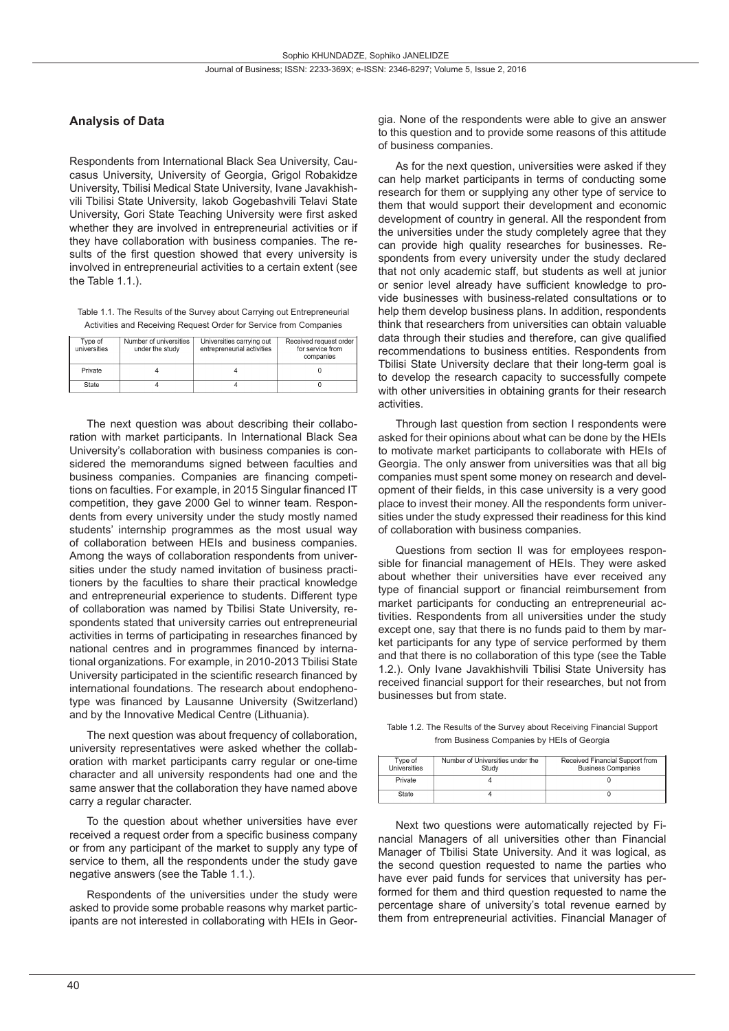## Analysis of Data

Respondents from International Black Sea University, Caucasus University, University of Georgia, Grigol Robakidze University, Tbilisi Medical State University, Ivane Javakhishvili Tbilisi State University, Iakob Gogebashvili Telavi State University, Gori State Teaching University were first asked whether they are involved in entrepreneurial activities or if they have collaboration with business companies. The results of the first question showed that every university is involved in entrepreneurial activities to a certain extent (see the Table 1.1.).

Table 1.1. The Results of the Survey about Carrying out Entrepreneurial Activities and Receiving Request Order for Service from Companies

| Type of universities | Number of universities under the study | Universities carrying out entrepreneurial activities | Received request order for service from companies |
|---|---|---|---|
| Private | 4 | 4 | 0 |
| State | 4 | 4 | 0 |

The next question was about describing their collaboration with market participants. In International Black Sea University's collaboration with business companies is considered the memorandums signed between faculties and business companies. Companies are financing competitions on faculties. For example, in 2015 Singular financed IT competition, they gave 2000 Gel to winner team. Respondents from every university under the study mostly named students' internship programmes as the most usual way of collaboration between HEIs and business companies. Among the ways of collaboration respondents from universities under the study named invitation of business practitioners by the faculties to share their practical knowledge and entrepreneurial experience to students. Different type of collaboration was named by Tbilisi State University, respondents stated that university carries out entrepreneurial activities in terms of participating in researches financed by national centres and in programmes financed by international organizations. For example, in 2010-2013 Tbilisi State University participated in the scientific research financed by international foundations. The research about endophenotype was financed by Lausanne University (Switzerland) and by the Innovative Medical Centre (Lithuania).

The next question was about frequency of collaboration, university representatives were asked whether the collaboration with market participants carry regular or one-time character and all university respondents had one and the same answer that the collaboration they have named above carry a regular character.

To the question about whether universities have ever received a request order from a specific business company or from any participant of the market to supply any type of service to them, all the respondents under the study gave negative answers (see the Table 1.1.).

Respondents of the universities under the study were asked to provide some probable reasons why market participants are not interested in collaborating with HEIs in Georgia. None of the respondents were able to give an answer to this question and to provide some reasons of this attitude of business companies.

As for the next question, universities were asked if they can help market participants in terms of conducting some research for them or supplying any other type of service to them that would support their development and economic development of country in general. All the respondent from the universities under the study completely agree that they can provide high quality researches for businesses. Respondents from every university under the study declared that not only academic staff, but students as well at junior or senior level already have sufficient knowledge to provide businesses with business-related consultations or to help them develop business plans. In addition, respondents think that researchers from universities can obtain valuable data through their studies and therefore, can give qualified recommendations to business entities. Respondents from Tbilisi State University declare that their long-term goal is to develop the research capacity to successfully compete with other universities in obtaining grants for their research activities.

Through last question from section I respondents were asked for their opinions about what can be done by the HEIs to motivate market participants to collaborate with HEIs of Georgia. The only answer from universities was that all big companies must spent some money on research and development of their fields, in this case university is a very good place to invest their money. All the respondents form universities under the study expressed their readiness for this kind of collaboration with business companies.

Questions from section II was for employees responsible for financial management of HEIs. They were asked about whether their universities have ever received any type of financial support or financial reimbursement from market participants for conducting an entrepreneurial activities. Respondents from all universities under the study except one, say that there is no funds paid to them by market participants for any type of service performed by them and that there is no collaboration of this type (see the Table 1.2.). Only Ivane Javakhishvili Tbilisi State University has received financial support for their researches, but not from businesses but from state.

Table 1.2. The Results of the Survey about Receiving Financial Support from Business Companies by HEIs of Georgia

| Type of Universities | Number of Universities under the Study | Received Financial Support from Business Companies |
|---|---|---|
| Private | 4 | 0 |
| State | 4 | 0 |

Next two questions were automatically rejected by Financial Managers of all universities other than Financial Manager of Tbilisi State University. And it was logical, as the second question requested to name the parties who have ever paid funds for services that university has performed for them and third question requested to name the percentage share of university's total revenue earned by them from entrepreneurial activities. Financial Manager of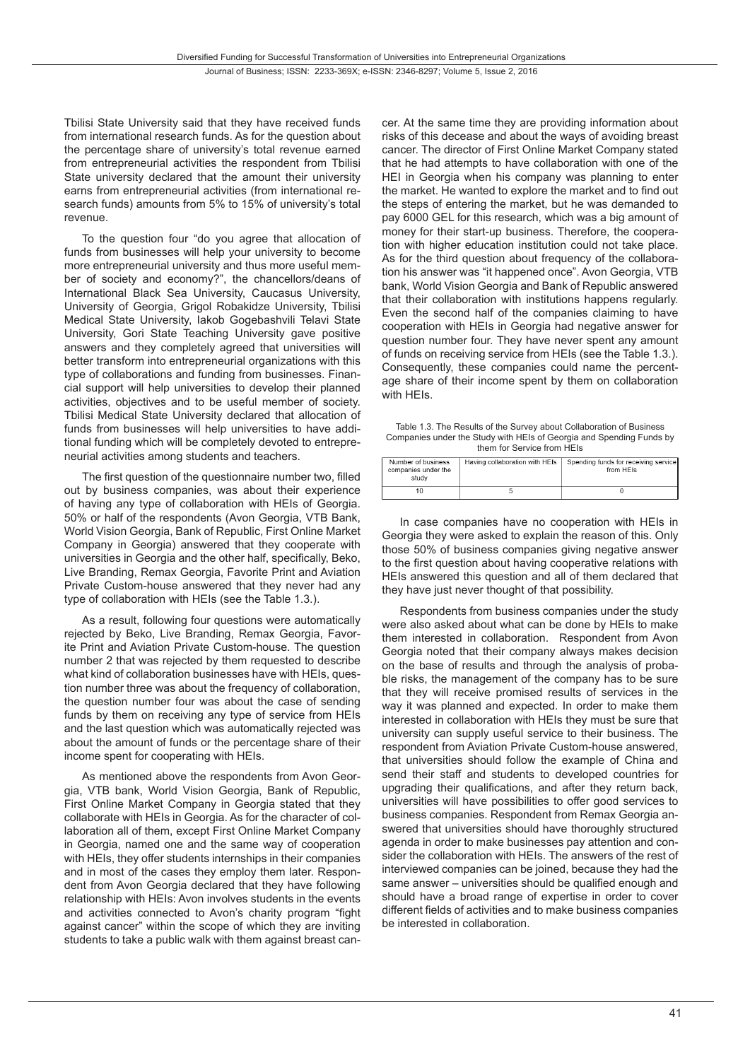Tbilisi State University said that they have received funds from international research funds. As for the question about the percentage share of university's total revenue earned from entrepreneurial activities the respondent from Tbilisi State university declared that the amount their university earns from entrepreneurial activities (from international research funds) amounts from 5% to 15% of university's total revenue.

To the question four "do you agree that allocation of funds from businesses will help your university to become more entrepreneurial university and thus more useful member of society and economy?", the chancellors/deans of International Black Sea University, Caucasus University, University of Georgia, Grigol Robakidze University, Tbilisi Medical State University, Iakob Gogebashvili Telavi State University, Gori State Teaching University gave positive answers and they completely agreed that universities will better transform into entrepreneurial organizations with this type of collaborations and funding from businesses. Financial support will help universities to develop their planned activities, objectives and to be useful member of society. Tbilisi Medical State University declared that allocation of funds from businesses will help universities to have additional funding which will be completely devoted to entrepreneurial activities among students and teachers.

The first question of the questionnaire number two, filled out by business companies, was about their experience of having any type of collaboration with HEIs of Georgia. 50% or half of the respondents (Avon Georgia, VTB Bank, World Vision Georgia, Bank of Republic, First Online Market Company in Georgia) answered that they cooperate with universities in Georgia and the other half, specifically, Beko, Live Branding, Remax Georgia, Favorite Print and Aviation Private Custom-house answered that they never had any type of collaboration with HEIs (see the Table 1.3.).

As a result, following four questions were automatically rejected by Beko, Live Branding, Remax Georgia, Favorite Print and Aviation Private Custom-house. The question number 2 that was rejected by them requested to describe what kind of collaboration businesses have with HEIs, question number three was about the frequency of collaboration, the question number four was about the case of sending funds by them on receiving any type of service from HEIs and the last question which was automatically rejected was about the amount of funds or the percentage share of their income spent for cooperating with HEIs.

As mentioned above the respondents from Avon Georgia, VTB bank, World Vision Georgia, Bank of Republic, First Online Market Company in Georgia stated that they collaborate with HEIs in Georgia. As for the character of collaboration all of them, except First Online Market Company in Georgia, named one and the same way of cooperation with HEIs, they offer students internships in their companies and in most of the cases they employ them later. Respondent from Avon Georgia declared that they have following relationship with HEIs: Avon involves students in the events and activities connected to Avon's charity program "fight against cancer" within the scope of which they are inviting students to take a public walk with them against breast cancer. At the same time they are providing information about risks of this decease and about the ways of avoiding breast cancer. The director of First Online Market Company stated that he had attempts to have collaboration with one of the HEI in Georgia when his company was planning to enter the market. He wanted to explore the market and to find out the steps of entering the market, but he was demanded to pay 6000 GEL for this research, which was a big amount of money for their start-up business. Therefore, the cooperation with higher education institution could not take place. As for the third question about frequency of the collaboration his answer was "it happened once". Avon Georgia, VTB bank, World Vision Georgia and Bank of Republic answered that their collaboration with institutions happens regularly. Even the second half of the companies claiming to have cooperation with HEIs in Georgia had negative answer for question number four. They have never spent any amount of funds on receiving service from HEIs (see the Table 1.3.). Consequently, these companies could name the percentage share of their income spent by them on collaboration with HEIs.

Table 1.3. The Results of the Survey about Collaboration of Business Companies under the Study with HEIs of Georgia and Spending Funds by them for Service from HEIs

| Number of business companies under the study | Having collaboration with HEIs | Spending funds for receiving service from HEIs |
|---|---|---|
| 10 | 5 | 0 |

In case companies have no cooperation with HEIs in Georgia they were asked to explain the reason of this. Only those 50% of business companies giving negative answer to the first question about having cooperative relations with HEIs answered this question and all of them declared that they have just never thought of that possibility.

Respondents from business companies under the study were also asked about what can be done by HEIs to make them interested in collaboration. Respondent from Avon Georgia noted that their company always makes decision on the base of results and through the analysis of probable risks, the management of the company has to be sure that they will receive promised results of services in the way it was planned and expected. In order to make them interested in collaboration with HEIs they must be sure that university can supply useful service to their business. The respondent from Aviation Private Custom-house answered, that universities should follow the example of China and send their staff and students to developed countries for upgrading their qualifications, and after they return back, universities will have possibilities to offer good services to business companies. Respondent from Remax Georgia answered that universities should have thoroughly structured agenda in order to make businesses pay attention and consider the collaboration with HEIs. The answers of the rest of interviewed companies can be joined, because they had the same answer – universities should be qualified enough and should have a broad range of expertise in order to cover different fields of activities and to make business companies be interested in collaboration.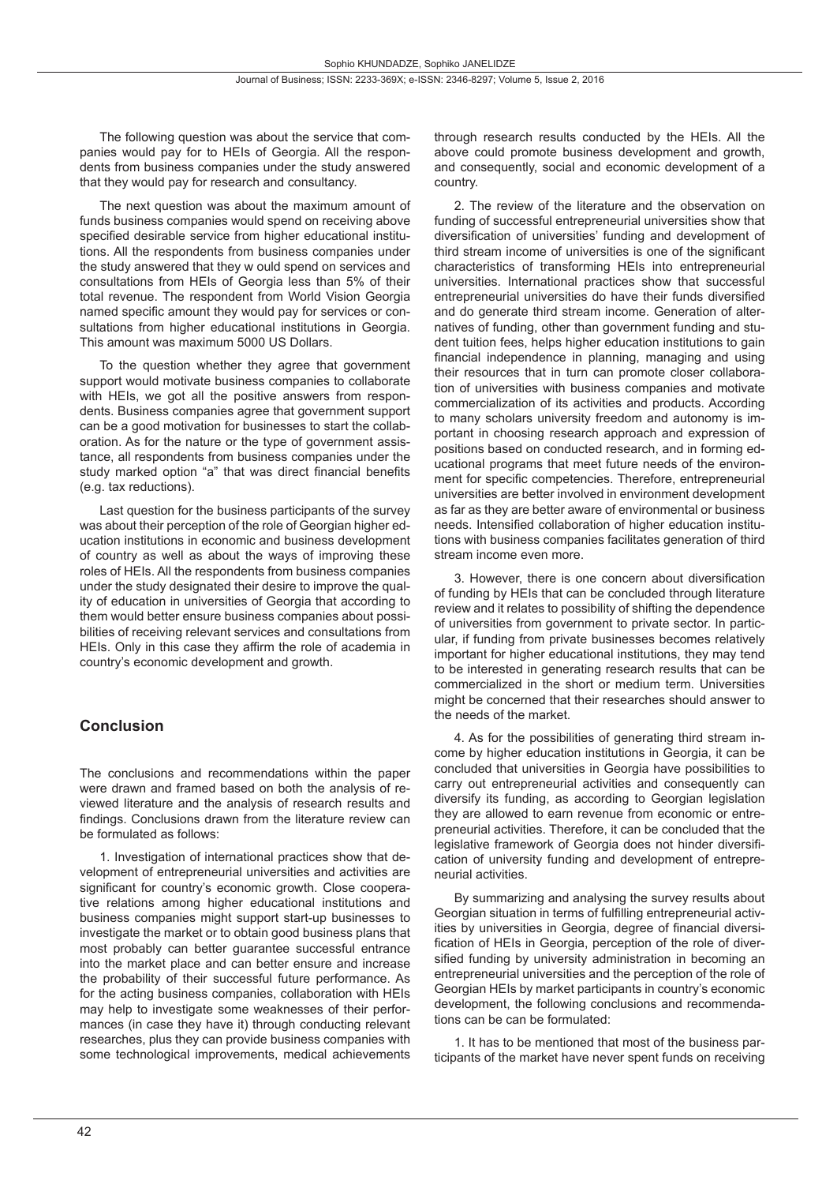The following question was about the service that companies would pay for to HEIs of Georgia. All the respondents from business companies under the study answered that they would pay for research and consultancy.

The next question was about the maximum amount of funds business companies would spend on receiving above specified desirable service from higher educational institutions. All the respondents from business companies under the study answered that they w ould spend on services and consultations from HEIs of Georgia less than 5% of their total revenue. The respondent from World Vision Georgia named specific amount they would pay for services or consultations from higher educational institutions in Georgia. This amount was maximum 5000 US Dollars.

To the question whether they agree that government support would motivate business companies to collaborate with HEIs, we got all the positive answers from respondents. Business companies agree that government support can be a good motivation for businesses to start the collaboration. As for the nature or the type of government assistance, all respondents from business companies under the study marked option "a" that was direct financial benefits (e.g. tax reductions).

Last question for the business participants of the survey was about their perception of the role of Georgian higher education institutions in economic and business development of country as well as about the ways of improving these roles of HEIs. All the respondents from business companies under the study designated their desire to improve the quality of education in universities of Georgia that according to them would better ensure business companies about possibilities of receiving relevant services and consultations from HEIs. Only in this case they affirm the role of academia in country's economic development and growth.

## Conclusion

The conclusions and recommendations within the paper were drawn and framed based on both the analysis of reviewed literature and the analysis of research results and findings. Conclusions drawn from the literature review can be formulated as follows:

1. Investigation of international practices show that development of entrepreneurial universities and activities are significant for country's economic growth. Close cooperative relations among higher educational institutions and business companies might support start-up businesses to investigate the market or to obtain good business plans that most probably can better guarantee successful entrance into the market place and can better ensure and increase the probability of their successful future performance. As for the acting business companies, collaboration with HEIs may help to investigate some weaknesses of their performances (in case they have it) through conducting relevant researches, plus they can provide business companies with some technological improvements, medical achievements through research results conducted by the HEIs. All the above could promote business development and growth, and consequently, social and economic development of a country.

2. The review of the literature and the observation on funding of successful entrepreneurial universities show that diversification of universities' funding and development of third stream income of universities is one of the significant characteristics of transforming HEIs into entrepreneurial universities. International practices show that successful entrepreneurial universities do have their funds diversified and do generate third stream income. Generation of alternatives of funding, other than government funding and student tuition fees, helps higher education institutions to gain financial independence in planning, managing and using their resources that in turn can promote closer collaboration of universities with business companies and motivate commercialization of its activities and products. According to many scholars university freedom and autonomy is important in choosing research approach and expression of positions based on conducted research, and in forming educational programs that meet future needs of the environment for specific competencies. Therefore, entrepreneurial universities are better involved in environment development as far as they are better aware of environmental or business needs. Intensified collaboration of higher education institutions with business companies facilitates generation of third stream income even more.

3. However, there is one concern about diversification of funding by HEIs that can be concluded through literature review and it relates to possibility of shifting the dependence of universities from government to private sector. In particular, if funding from private businesses becomes relatively important for higher educational institutions, they may tend to be interested in generating research results that can be commercialized in the short or medium term. Universities might be concerned that their researches should answer to the needs of the market.

4. As for the possibilities of generating third stream income by higher education institutions in Georgia, it can be concluded that universities in Georgia have possibilities to carry out entrepreneurial activities and consequently can diversify its funding, as according to Georgian legislation they are allowed to earn revenue from economic or entrepreneurial activities. Therefore, it can be concluded that the legislative framework of Georgia does not hinder diversification of university funding and development of entrepreneurial activities.

By summarizing and analysing the survey results about Georgian situation in terms of fulfilling entrepreneurial activities by universities in Georgia, degree of financial diversification of HEIs in Georgia, perception of the role of diversified funding by university administration in becoming an entrepreneurial universities and the perception of the role of Georgian HEIs by market participants in country's economic development, the following conclusions and recommendations can be can be formulated:

1. It has to be mentioned that most of the business participants of the market have never spent funds on receiving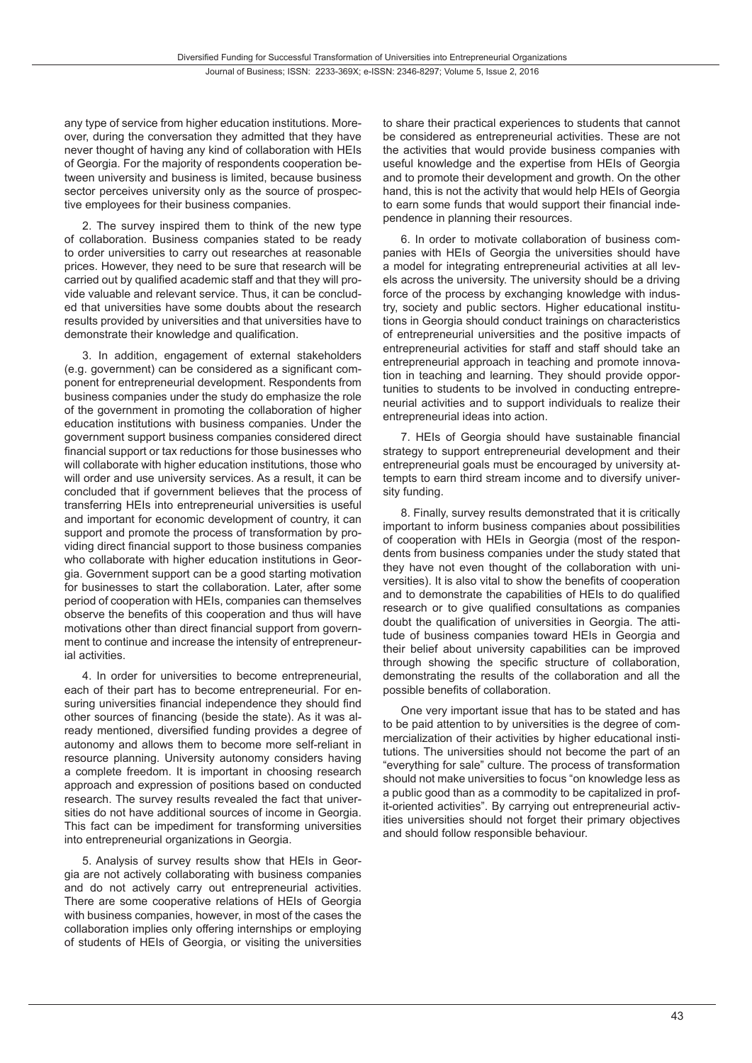any type of service from higher education institutions. Moreover, during the conversation they admitted that they have never thought of having any kind of collaboration with HEIs of Georgia. For the majority of respondents cooperation between university and business is limited, because business sector perceives university only as the source of prospective employees for their business companies.

2. The survey inspired them to think of the new type of collaboration. Business companies stated to be ready to order universities to carry out researches at reasonable prices. However, they need to be sure that research will be carried out by qualified academic staff and that they will provide valuable and relevant service. Thus, it can be concluded that universities have some doubts about the research results provided by universities and that universities have to demonstrate their knowledge and qualification.

3. In addition, engagement of external stakeholders (e.g. government) can be considered as a significant component for entrepreneurial development. Respondents from business companies under the study do emphasize the role of the government in promoting the collaboration of higher education institutions with business companies. Under the government support business companies considered direct financial support or tax reductions for those businesses who will collaborate with higher education institutions, those who will order and use university services. As a result, it can be concluded that if government believes that the process of transferring HEIs into entrepreneurial universities is useful and important for economic development of country, it can support and promote the process of transformation by providing direct financial support to those business companies who collaborate with higher education institutions in Georgia. Government support can be a good starting motivation for businesses to start the collaboration. Later, after some period of cooperation with HEIs, companies can themselves observe the benefits of this cooperation and thus will have motivations other than direct financial support from government to continue and increase the intensity of entrepreneurial activities.

4. In order for universities to become entrepreneurial, each of their part has to become entrepreneurial. For ensuring universities financial independence they should find other sources of financing (beside the state). As it was already mentioned, diversified funding provides a degree of autonomy and allows them to become more self-reliant in resource planning. University autonomy considers having a complete freedom. It is important in choosing research approach and expression of positions based on conducted research. The survey results revealed the fact that universities do not have additional sources of income in Georgia. This fact can be impediment for transforming universities into entrepreneurial organizations in Georgia.

5. Analysis of survey results show that HEIs in Georgia are not actively collaborating with business companies and do not actively carry out entrepreneurial activities. There are some cooperative relations of HEIs of Georgia with business companies, however, in most of the cases the collaboration implies only offering internships or employing of students of HEIs of Georgia, or visiting the universities to share their practical experiences to students that cannot be considered as entrepreneurial activities. These are not the activities that would provide business companies with useful knowledge and the expertise from HEIs of Georgia and to promote their development and growth. On the other hand, this is not the activity that would help HEIs of Georgia to earn some funds that would support their financial independence in planning their resources.

6. In order to motivate collaboration of business companies with HEIs of Georgia the universities should have a model for integrating entrepreneurial activities at all levels across the university. The university should be a driving force of the process by exchanging knowledge with industry, society and public sectors. Higher educational institutions in Georgia should conduct trainings on characteristics of entrepreneurial universities and the positive impacts of entrepreneurial activities for staff and staff should take an entrepreneurial approach in teaching and promote innovation in teaching and learning. They should provide opportunities to students to be involved in conducting entrepreneurial activities and to support individuals to realize their entrepreneurial ideas into action.

7. HEIs of Georgia should have sustainable financial strategy to support entrepreneurial development and their entrepreneurial goals must be encouraged by university attempts to earn third stream income and to diversify university funding.

8. Finally, survey results demonstrated that it is critically important to inform business companies about possibilities of cooperation with HEIs in Georgia (most of the respondents from business companies under the study stated that they have not even thought of the collaboration with universities). It is also vital to show the benefits of cooperation and to demonstrate the capabilities of HEIs to do qualified research or to give qualified consultations as companies doubt the qualification of universities in Georgia. The attitude of business companies toward HEIs in Georgia and their belief about university capabilities can be improved through showing the specific structure of collaboration, demonstrating the results of the collaboration and all the possible benefits of collaboration.

One very important issue that has to be stated and has to be paid attention to by universities is the degree of commercialization of their activities by higher educational institutions. The universities should not become the part of an "everything for sale" culture. The process of transformation should not make universities to focus "on knowledge less as a public good than as a commodity to be capitalized in profit-oriented activities". By carrying out entrepreneurial activities universities should not forget their primary objectives and should follow responsible behaviour.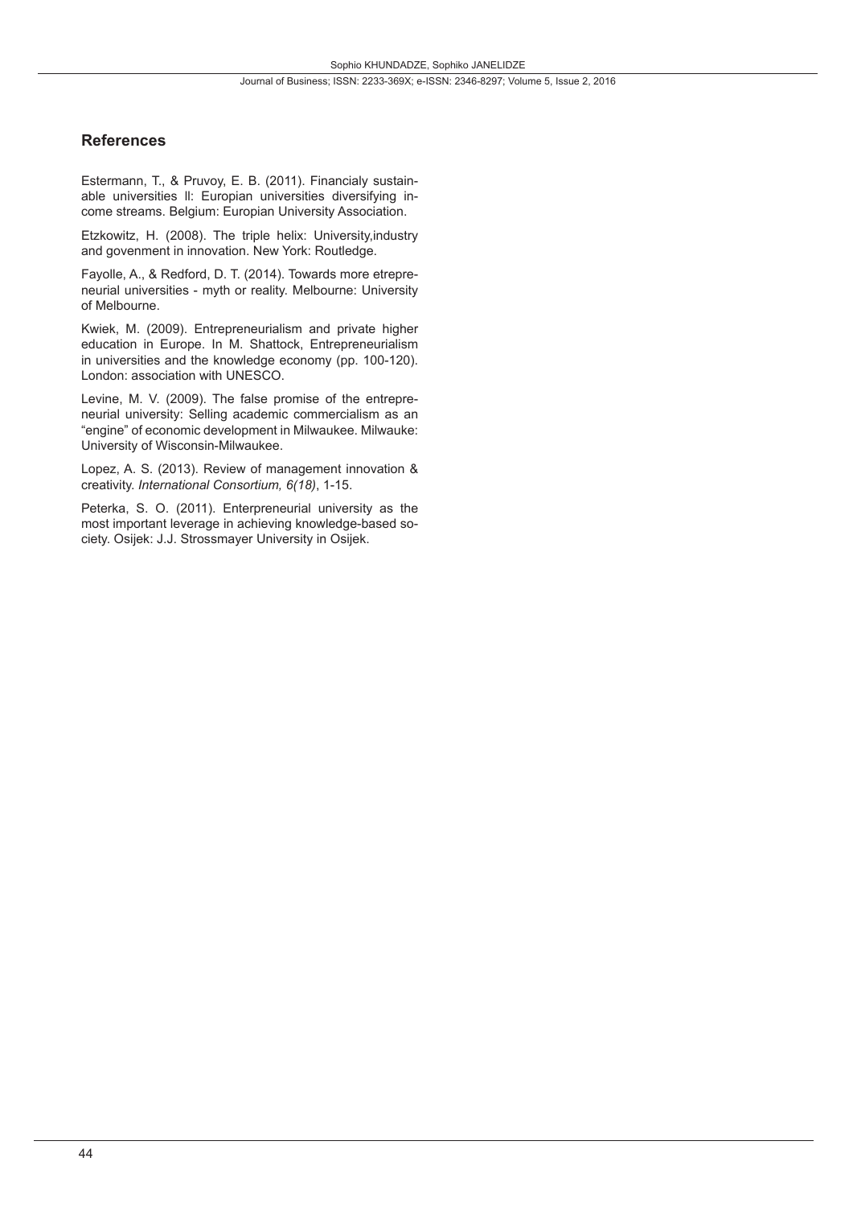## References

Estermann, T., & Pruvoy, E. B. (2011). Financialy sustainable universities ll: Europian universities diversifying income streams. Belgium: Europian University Association.

Etzkowitz, H. (2008). The triple helix: University,industry and govenment in innovation. New York: Routledge.

Fayolle, A., & Redford, D. T. (2014). Towards more etrepreneurial universities - myth or reality. Melbourne: University of Melbourne.

Kwiek, M. (2009). Entrepreneurialism and private higher education in Europe. In M. Shattock, Entrepreneurialism in universities and the knowledge economy (pp. 100-120). London: association with UNESCO.

Levine, M. V. (2009). The false promise of the entrepreneurial university: Selling academic commercialism as an "engine" of economic development in Milwaukee. Milwauke: University of Wisconsin-Milwaukee.

Lopez, A. S. (2013). Review of management innovation & creativity. *International Consortium, 6(18)*, 1-15.

Peterka, S. O. (2011). Enterpreneurial university as the most important leverage in achieving knowledge-based society. Osijek: J.J. Strossmayer University in Osijek.